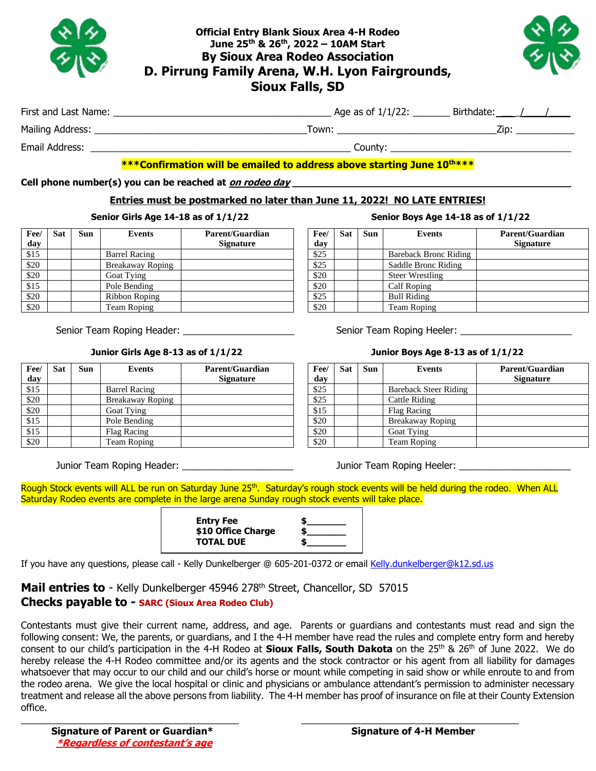# Official Entry Blank Sioux Area 4-H Rodeo

**June 25th & 26th, 2022 – 10AM Start**

## By Sioux Area Rodeo Association

## D. Pirrung Family Arena, W.H. Lyon Fairgrounds, Sioux Falls, SD

First and Last Name: ________________________________________ Age as of 1/1/22: _______ Birthdate: ___/___/___

Mailing Address: ______________________________________ Town: ____________________________ Zip: ___________

Email Address: _______________________________________________ County: _________________________________

**\*\*\*Confirmation will be emailed to address above starting June 10th\*\*\***

**Cell phone number(s) you can be reached at *on rodeo day* ______________________________________________**

**Entries must be postmarked no later than June 11, 2022! NO LATE ENTRIES!**

### Senior Girls Age 14-18 as of 1/1/22

| Fee/ day | Sat | Sun | Events | Parent/Guardian Signature |
|---|---|---|---|---|
| $15 | | | Barrel Racing | |
| $20 | | | Breakaway Roping | |
| $20 | | | Goat Tying | |
| $15 | | | Pole Bending | |
| $20 | | | Ribbon Roping | |
| $20 | | | Team Roping | |

Senior Team Roping Header: ____________________

### Senior Boys Age 14-18 as of 1/1/22

| Fee/ day | Sat | Sun | Events | Parent/Guardian Signature |
|---|---|---|---|---|
| $25 | | | Bareback Bronc Riding | |
| $25 | | | Saddle Bronc Riding | |
| $20 | | | Steer Wrestling | |
| $20 | | | Calf Roping | |
| $25 | | | Bull Riding | |
| $20 | | | Team Roping | |

Senior Team Roping Heeler: ____________________

### Junior Girls Age 8-13 as of 1/1/22

| Fee/ day | Sat | Sun | Events | Parent/Guardian Signature |
|---|---|---|---|---|
| $15 | | | Barrel Racing | |
| $20 | | | Breakaway Roping | |
| $20 | | | Goat Tying | |
| $15 | | | Pole Bending | |
| $15 | | | Flag Racing | |
| $20 | | | Team Roping | |

Junior Team Roping Header: ____________________

### Junior Boys Age 8-13 as of 1/1/22

| Fee/ day | Sat | Sun | Events | Parent/Guardian Signature |
|---|---|---|---|---|
| $25 | | | Bareback Steer Riding | |
| $25 | | | Cattle Riding | |
| $15 | | | Flag Racing | |
| $20 | | | Breakaway Roping | |
| $20 | | | Goat Tying | |
| $20 | | | Team Roping | |

Junior Team Roping Heeler: ____________________

Rough Stock events will ALL be run on Saturday June 25th. Saturday's rough stock events will be held during the rodeo. When ALL Saturday Rodeo events are complete in the large arena Sunday rough stock events will take place.

| | |
|---|---|
| **Entry Fee** | **$_______** |
| **$10 Office Charge** | **$_______** |
| **TOTAL DUE** | **$_______** |

If you have any questions, please call - Kelly Dunkelberger @ 605-201-0372 or email Kelly.dunkelberger@k12.sd.us

**Mail entries to** - Kelly Dunkelberger 45946 278th Street, Chancellor, SD 57015

**Checks payable to - SARC (Sioux Area Rodeo Club)**

Contestants must give their current name, address, and age. Parents or guardians and contestants must read and sign the following consent: We, the parents, or guardians, and I the 4-H member have read the rules and complete entry form and hereby consent to our child's participation in the 4-H Rodeo at **Sioux Falls, South Dakota** on the 25th & 26th of June 2022. We do hereby release the 4-H Rodeo committee and/or its agents and the stock contractor or his agent from all liability for damages whatsoever that may occur to our child and our child's horse or mount while competing in said show or while enroute to and from the rodeo arena. We give the local hospital or clinic and physicians or ambulance attendant's permission to administer necessary treatment and release all the above persons from liability. The 4-H member has proof of insurance on file at their County Extension office.

________________________________________ ________________________________________

**Signature of Parent or Guardian\*** **Signature of 4-H Member**

***\*Regardless of contestant's age***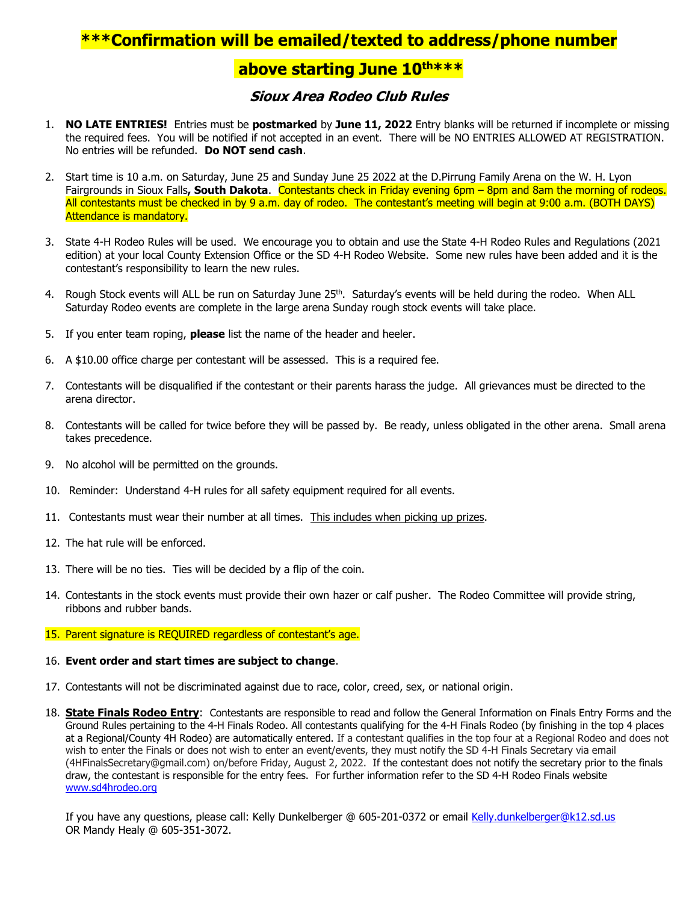**\*\*\*Confirmation will be emailed/texted to address/phone number above starting June 10th\*\*\***

## *Sioux Area Rodeo Club Rules*

1. **NO LATE ENTRIES!** Entries must be **postmarked** by **June 11, 2022** Entry blanks will be returned if incomplete or missing the required fees. You will be notified if not accepted in an event. There will be NO ENTRIES ALLOWED AT REGISTRATION. No entries will be refunded. **Do NOT send cash**.

2. Start time is 10 a.m. on Saturday, June 25 and Sunday June 25 2022 at the D.Pirrung Family Arena on the W. H. Lyon Fairgrounds in Sioux Falls**, South Dakota**. Contestants check in Friday evening 6pm – 8pm and 8am the morning of rodeos. All contestants must be checked in by 9 a.m. day of rodeo. The contestant's meeting will begin at 9:00 a.m. (BOTH DAYS) Attendance is mandatory.

3. State 4-H Rodeo Rules will be used. We encourage you to obtain and use the State 4-H Rodeo Rules and Regulations (2021 edition) at your local County Extension Office or the SD 4-H Rodeo Website. Some new rules have been added and it is the contestant's responsibility to learn the new rules.

4. Rough Stock events will ALL be run on Saturday June 25th. Saturday's events will be held during the rodeo. When ALL Saturday Rodeo events are complete in the large arena Sunday rough stock events will take place.

5. If you enter team roping, **please** list the name of the header and heeler.

6. A $10.00 office charge per contestant will be assessed. This is a required fee.

7. Contestants will be disqualified if the contestant or their parents harass the judge. All grievances must be directed to the arena director.

8. Contestants will be called for twice before they will be passed by. Be ready, unless obligated in the other arena. Small arena takes precedence.

9. No alcohol will be permitted on the grounds.

10. Reminder: Understand 4-H rules for all safety equipment required for all events.

11. Contestants must wear their number at all times. This includes when picking up prizes.

12. The hat rule will be enforced.

13. There will be no ties. Ties will be decided by a flip of the coin.

14. Contestants in the stock events must provide their own hazer or calf pusher. The Rodeo Committee will provide string, ribbons and rubber bands.

15. Parent signature is REQUIRED regardless of contestant's age.

16. **Event order and start times are subject to change**.

17. Contestants will not be discriminated against due to race, color, creed, sex, or national origin.

18. **State Finals Rodeo Entry**: Contestants are responsible to read and follow the General Information on Finals Entry Forms and the Ground Rules pertaining to the 4-H Finals Rodeo. All contestants qualifying for the 4-H Finals Rodeo (by finishing in the top 4 places at a Regional/County 4H Rodeo) are automatically entered. If a contestant qualifies in the top four at a Regional Rodeo and does not wish to enter the Finals or does not wish to enter an event/events, they must notify the SD 4-H Finals Secretary via email (4HFinalsSecretary@gmail.com) on/before Friday, August 2, 2022. If the contestant does not notify the secretary prior to the finals draw, the contestant is responsible for the entry fees. For further information refer to the SD 4-H Rodeo Finals website www.sd4hrodeo.org

If you have any questions, please call: Kelly Dunkelberger @ 605-201-0372 or email Kelly.dunkelberger@k12.sd.us OR Mandy Healy @ 605-351-3072.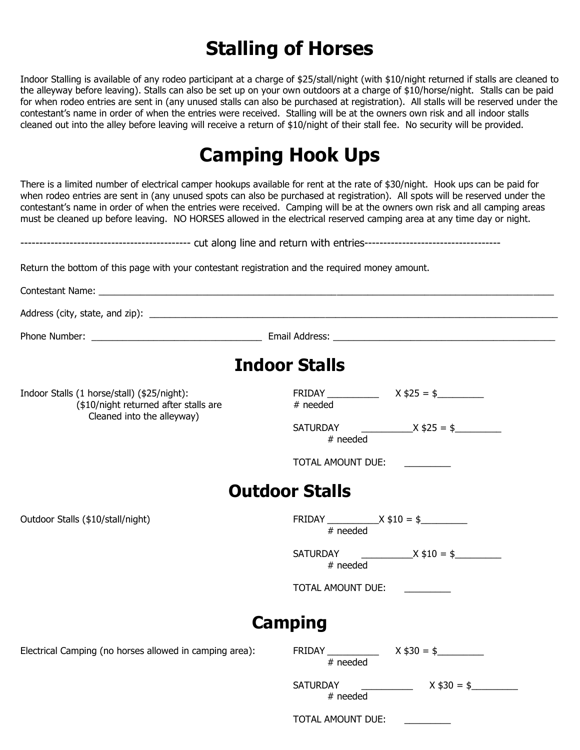# Stalling of Horses

Indoor Stalling is available of any rodeo participant at a charge of $25/stall/night (with $10/night returned if stalls are cleaned to the alleyway before leaving). Stalls can also be set up on your own outdoors at a charge of $10/horse/night. Stalls can be paid for when rodeo entries are sent in (any unused stalls can also be purchased at registration). All stalls will be reserved under the contestant's name in order of when the entries were received. Stalling will be at the owners own risk and all indoor stalls cleaned out into the alley before leaving will receive a return of $10/night of their stall fee. No security will be provided.

# Camping Hook Ups

There is a limited number of electrical camper hookups available for rent at the rate of $30/night. Hook ups can be paid for when rodeo entries are sent in (any unused spots can also be purchased at registration). All spots will be reserved under the contestant's name in order of when the entries were received. Camping will be at the owners own risk and all camping areas must be cleaned up before leaving. NO HORSES allowed in the electrical reserved camping area at any time day or night.

---------------------------------------------- cut along line and return with entries------------------------------------

Return the bottom of this page with your contestant registration and the required money amount.

Contestant Name: ______________________________________________________________________________

Address (city, state, and zip): _________________________________________________________________

Phone Number: ________________________________ Email Address: ___________________________________

# Indoor Stalls

Indoor Stalls (1 horse/stall) ($25/night):
($10/night returned after stalls are Cleaned into the alleyway)

FRIDAY __________ X $25 = $_________
# needed

SATURDAY __________ X $25 = $_________
# needed

TOTAL AMOUNT DUE: _________

# Outdoor Stalls

Outdoor Stalls ($10/stall/night)

FRIDAY __________ X $10 = $_________
# needed

SATURDAY __________ X $10 = $_________
# needed

TOTAL AMOUNT DUE: _________

# Camping

Electrical Camping (no horses allowed in camping area):

FRIDAY __________ X $30 = $_________
# needed

SATURDAY __________ X $30 = $_________
# needed

TOTAL AMOUNT DUE: _________